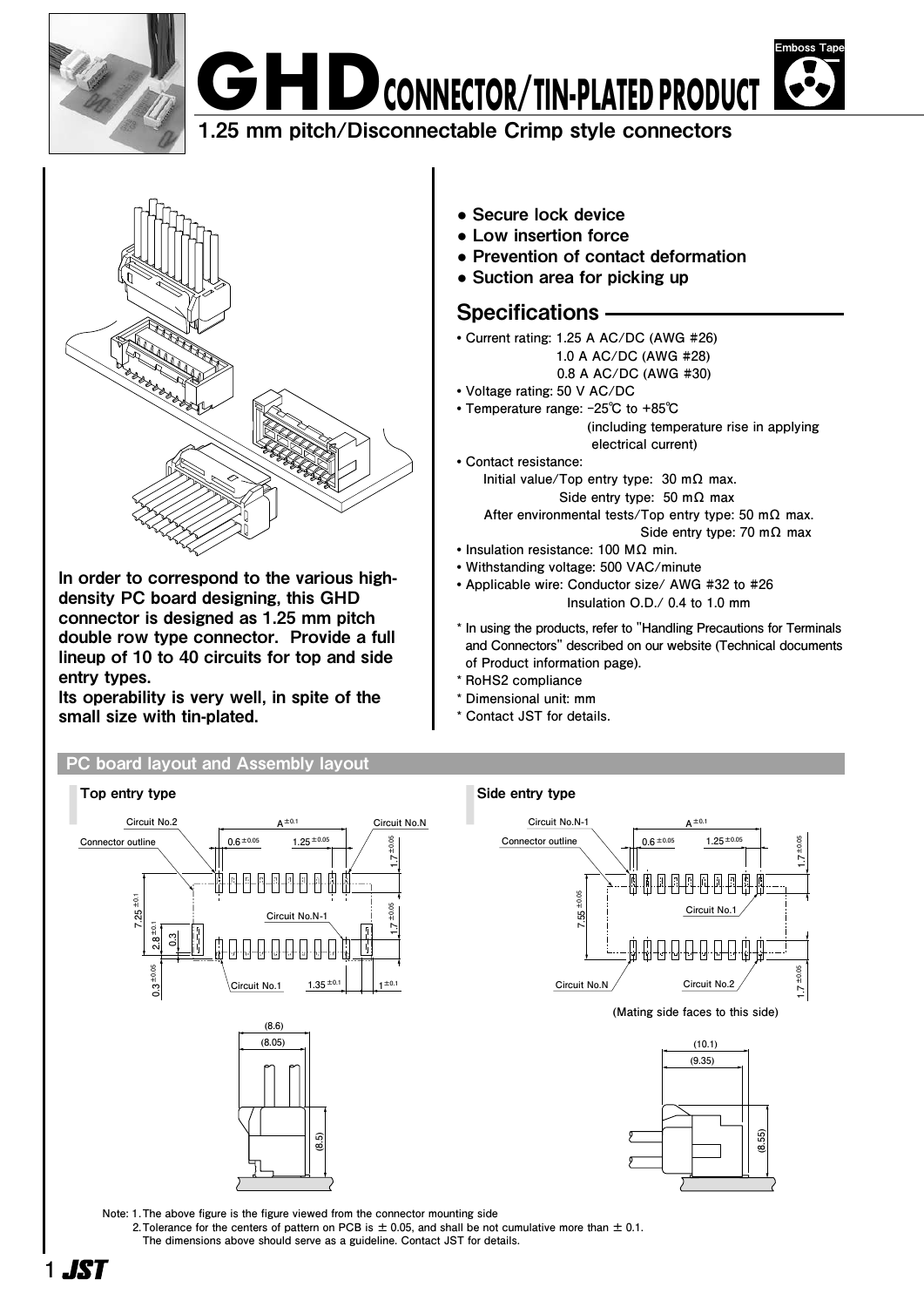# GHD CONNECTOR/TIN-PLATED PRODUCT

Emboss Tape

**1.25 mm pitch/Disconnectable Crimp style connectors**

**In order to correspond to the various high-density PC board designing, this GHD connector is designed as 1.25 mm pitch double row type connector. Provide a full lineup of 10 to 40 circuits for top and side entry types.**
**Its operability is very well, in spite of the small size with tin-plated.**

- **Secure lock device**
- **Low insertion force**
- **Prevention of contact deformation**
- **Suction area for picking up**

## Specifications

- Current rating: 1.25 A AC/DC (AWG #26)
  1.0 A AC/DC (AWG #28)
  0.8 A AC/DC (AWG #30)
- Voltage rating: 50 V AC/DC
- Temperature range: -25℃ to +85℃
  (including temperature rise in applying electrical current)
- Contact resistance:
  Initial value/Top entry type: 30 mΩ max.
  Side entry type: 50 mΩ max
  After environmental tests/Top entry type: 50 mΩ max.
  Side entry type: 70 mΩ max
- Insulation resistance: 100 MΩ min.
- Withstanding voltage: 500 VAC/minute
- Applicable wire: Conductor size/ AWG #32 to #26
  Insulation O.D./ 0.4 to 1.0 mm

\* In using the products, refer to "Handling Precautions for Terminals and Connectors" described on our website (Technical documents of Product information page).
\* RoHS2 compliance
\* Dimensional unit: mm
\* Contact JST for details.

## PC board layout and Assembly layout

### Top entry type

Circuit No.2, Connector outline, $A^{\pm0.1}$, $0.6^{\pm0.05}$, $1.25^{\pm0.05}$, Circuit No.N, $1.7^{\pm0.05}$, $7.25^{\pm0.1}$, $2.8^{\pm0.1}$, 0.3, Circuit No.N-1, $1.7^{\pm0.05}$, $0.3^{\pm0.05}$, Circuit No.1, $1.35^{\pm0.1}$, $1^{\pm0.1}$

(8.6), (8.05), (8.5)

### Side entry type

Circuit No.N-1, Connector outline, $A^{\pm0.1}$, $0.6^{\pm0.05}$, $1.25^{\pm0.05}$, $1.7^{\pm0.05}$, $7.55^{\pm0.05}$, Circuit No.1, Circuit No.N, Circuit No.2, $1.7^{\pm0.05}$

(Mating side faces to this side)

(10.1), (9.35), (8.55)

Note: 1. The above figure is the figure viewed from the connector mounting side
2. Tolerance for the centers of pattern on PCB is ± 0.05, and shall be not cumulative more than ± 0.1.
The dimensions above should serve as a guideline. Contact JST for details.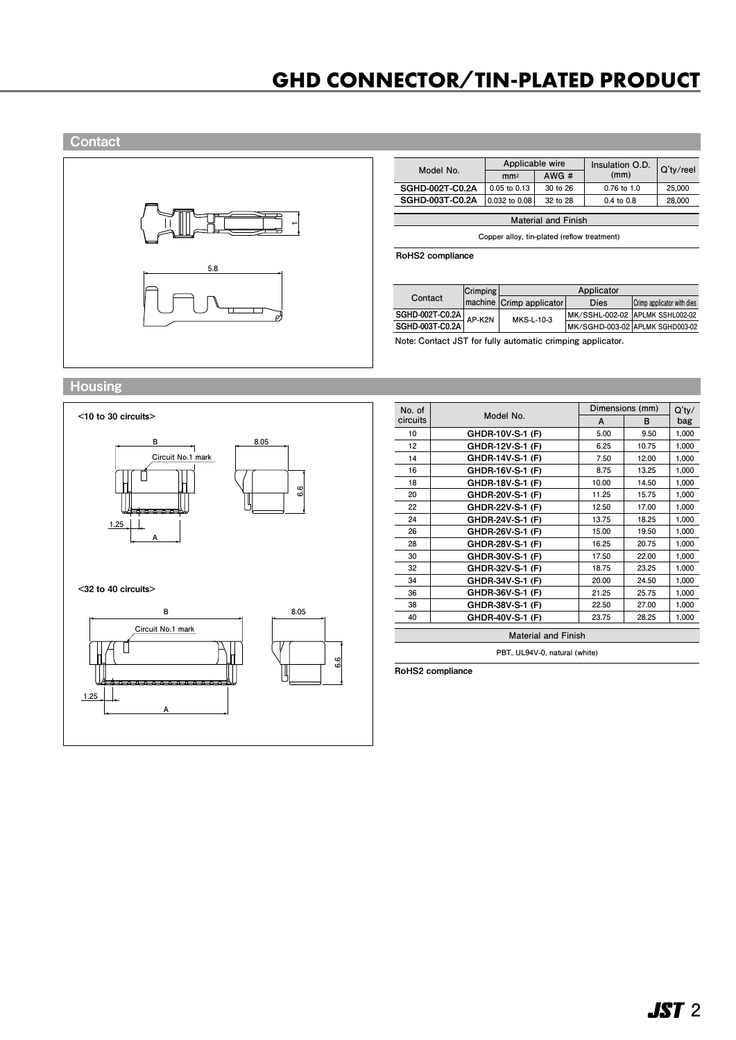# GHD CONNECTOR/TIN-PLATED PRODUCT

## Contact

5.8

1

| Model No. | Applicable wire | | Insulation O.D. (mm) | Q'ty/reel |
|---|---|---|---|---|
| | $mm^2$ | AWG # | | |
| SGHD-002T-C0.2A | 0.05 to 0.13 | 30 to 26 | 0.76 to 1.0 | 25,000 |
| SGHD-003T-C0.2A | 0.032 to 0.08 | 32 to 28 | 0.4 to 0.8 | 28,000 |

**Material and Finish**

Copper alloy, tin-plated (reflow treatment)

**RoHS2 compliance**

| Contact | Crimping machine | Applicator | | |
|---|---|---|---|---|
| | | Crimp applicator | Dies | Crimp applicator with dies |
| SGHD-002T-C0.2A | AP-K2N | MKS-L-10-3 | MK/SSHL-002-02 | APLMK SSHL002-02 |
| SGHD-003T-C0.2A | AP-K2N | MKS-L-10-3 | MK/SGHD-003-02 | APLMK SGHD003-02 |

Note: Contact JST for fully automatic crimping applicator.

## Housing

<10 to 30 circuits>

B, 8.05, Circuit No.1 mark, 6.6, 1.25, A

<32 to 40 circuits>

B, 8.05, Circuit No.1 mark, 6.6, 1.25, A

| No. of circuits | Model No. | Dimensions (mm) | | Q'ty/ bag |
|---|---|---|---|---|
| | | A | B | |
| 10 | GHDR-10V-S-1 (F) | 5.00 | 9.50 | 1,000 |
| 12 | GHDR-12V-S-1 (F) | 6.25 | 10.75 | 1,000 |
| 14 | GHDR-14V-S-1 (F) | 7.50 | 12.00 | 1,000 |
| 16 | GHDR-16V-S-1 (F) | 8.75 | 13.25 | 1,000 |
| 18 | GHDR-18V-S-1 (F) | 10.00 | 14.50 | 1,000 |
| 20 | GHDR-20V-S-1 (F) | 11.25 | 15.75 | 1,000 |
| 22 | GHDR-22V-S-1 (F) | 12.50 | 17.00 | 1,000 |
| 24 | GHDR-24V-S-1 (F) | 13.75 | 18.25 | 1,000 |
| 26 | GHDR-26V-S-1 (F) | 15.00 | 19.50 | 1,000 |
| 28 | GHDR-28V-S-1 (F) | 16.25 | 20.75 | 1,000 |
| 30 | GHDR-30V-S-1 (F) | 17.50 | 22.00 | 1,000 |
| 32 | GHDR-32V-S-1 (F) | 18.75 | 23.25 | 1,000 |
| 34 | GHDR-34V-S-1 (F) | 20.00 | 24.50 | 1,000 |
| 36 | GHDR-36V-S-1 (F) | 21.25 | 25.75 | 1,000 |
| 38 | GHDR-38V-S-1 (F) | 22.50 | 27.00 | 1,000 |
| 40 | GHDR-40V-S-1 (F) | 23.75 | 28.25 | 1,000 |

**Material and Finish**

PBT, UL94V-0, natural (white)

**RoHS2 compliance**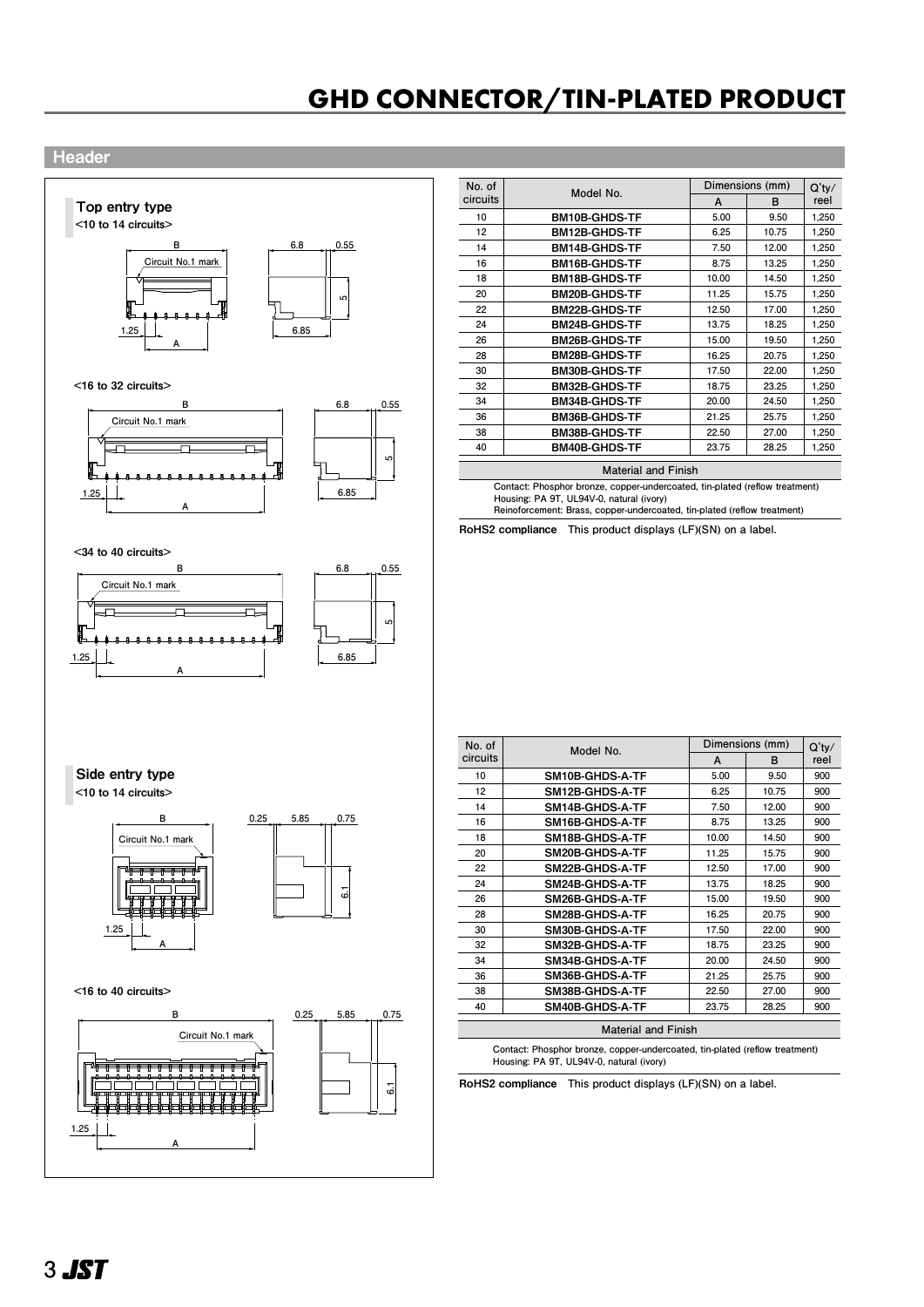# GHD CONNECTOR/TIN-PLATED PRODUCT

## Header

### Top entry type

<10 to 14 circuits>

<16 to 32 circuits>

<34 to 40 circuits>

| No. of circuits | Model No. | Dimensions (mm) | | Q'ty/ reel |
|---|---|---|---|---|
| | | A | B | |
| 10 | **BM10B-GHDS-TF** | 5.00 | 9.50 | 1,250 |
| 12 | **BM12B-GHDS-TF** | 6.25 | 10.75 | 1,250 |
| 14 | **BM14B-GHDS-TF** | 7.50 | 12.00 | 1,250 |
| 16 | **BM16B-GHDS-TF** | 8.75 | 13.25 | 1,250 |
| 18 | **BM18B-GHDS-TF** | 10.00 | 14.50 | 1,250 |
| 20 | **BM20B-GHDS-TF** | 11.25 | 15.75 | 1,250 |
| 22 | **BM22B-GHDS-TF** | 12.50 | 17.00 | 1,250 |
| 24 | **BM24B-GHDS-TF** | 13.75 | 18.25 | 1,250 |
| 26 | **BM26B-GHDS-TF** | 15.00 | 19.50 | 1,250 |
| 28 | **BM28B-GHDS-TF** | 16.25 | 20.75 | 1,250 |
| 30 | **BM30B-GHDS-TF** | 17.50 | 22.00 | 1,250 |
| 32 | **BM32B-GHDS-TF** | 18.75 | 23.25 | 1,250 |
| 34 | **BM34B-GHDS-TF** | 20.00 | 24.50 | 1,250 |
| 36 | **BM36B-GHDS-TF** | 21.25 | 25.75 | 1,250 |
| 38 | **BM38B-GHDS-TF** | 22.50 | 27.00 | 1,250 |
| 40 | **BM40B-GHDS-TF** | 23.75 | 28.25 | 1,250 |

**Material and Finish**

Contact: Phosphor bronze, copper-undercoated, tin-plated (reflow treatment)
Housing: PA 9T, UL94V-0, natural (ivory)
Reinoforcement: Brass, copper-undercoated, tin-plated (reflow treatment)

**RoHS2 compliance** This product displays (LF)(SN) on a label.

### Side entry type

<10 to 14 circuits>

<16 to 40 circuits>

| No. of circuits | Model No. | Dimensions (mm) | | Q'ty/ reel |
|---|---|---|---|---|
| | | A | B | |
| 10 | **SM10B-GHDS-A-TF** | 5.00 | 9.50 | 900 |
| 12 | **SM12B-GHDS-A-TF** | 6.25 | 10.75 | 900 |
| 14 | **SM14B-GHDS-A-TF** | 7.50 | 12.00 | 900 |
| 16 | **SM16B-GHDS-A-TF** | 8.75 | 13.25 | 900 |
| 18 | **SM18B-GHDS-A-TF** | 10.00 | 14.50 | 900 |
| 20 | **SM20B-GHDS-A-TF** | 11.25 | 15.75 | 900 |
| 22 | **SM22B-GHDS-A-TF** | 12.50 | 17.00 | 900 |
| 24 | **SM24B-GHDS-A-TF** | 13.75 | 18.25 | 900 |
| 26 | **SM26B-GHDS-A-TF** | 15.00 | 19.50 | 900 |
| 28 | **SM28B-GHDS-A-TF** | 16.25 | 20.75 | 900 |
| 30 | **SM30B-GHDS-A-TF** | 17.50 | 22.00 | 900 |
| 32 | **SM32B-GHDS-A-TF** | 18.75 | 23.25 | 900 |
| 34 | **SM34B-GHDS-A-TF** | 20.00 | 24.50 | 900 |
| 36 | **SM36B-GHDS-A-TF** | 21.25 | 25.75 | 900 |
| 38 | **SM38B-GHDS-A-TF** | 22.50 | 27.00 | 900 |
| 40 | **SM40B-GHDS-A-TF** | 23.75 | 28.25 | 900 |

**Material and Finish**

Contact: Phosphor bronze, copper-undercoated, tin-plated (reflow treatment)
Housing: PA 9T, UL94V-0, natural (ivory)

**RoHS2 compliance** This product displays (LF)(SN) on a label.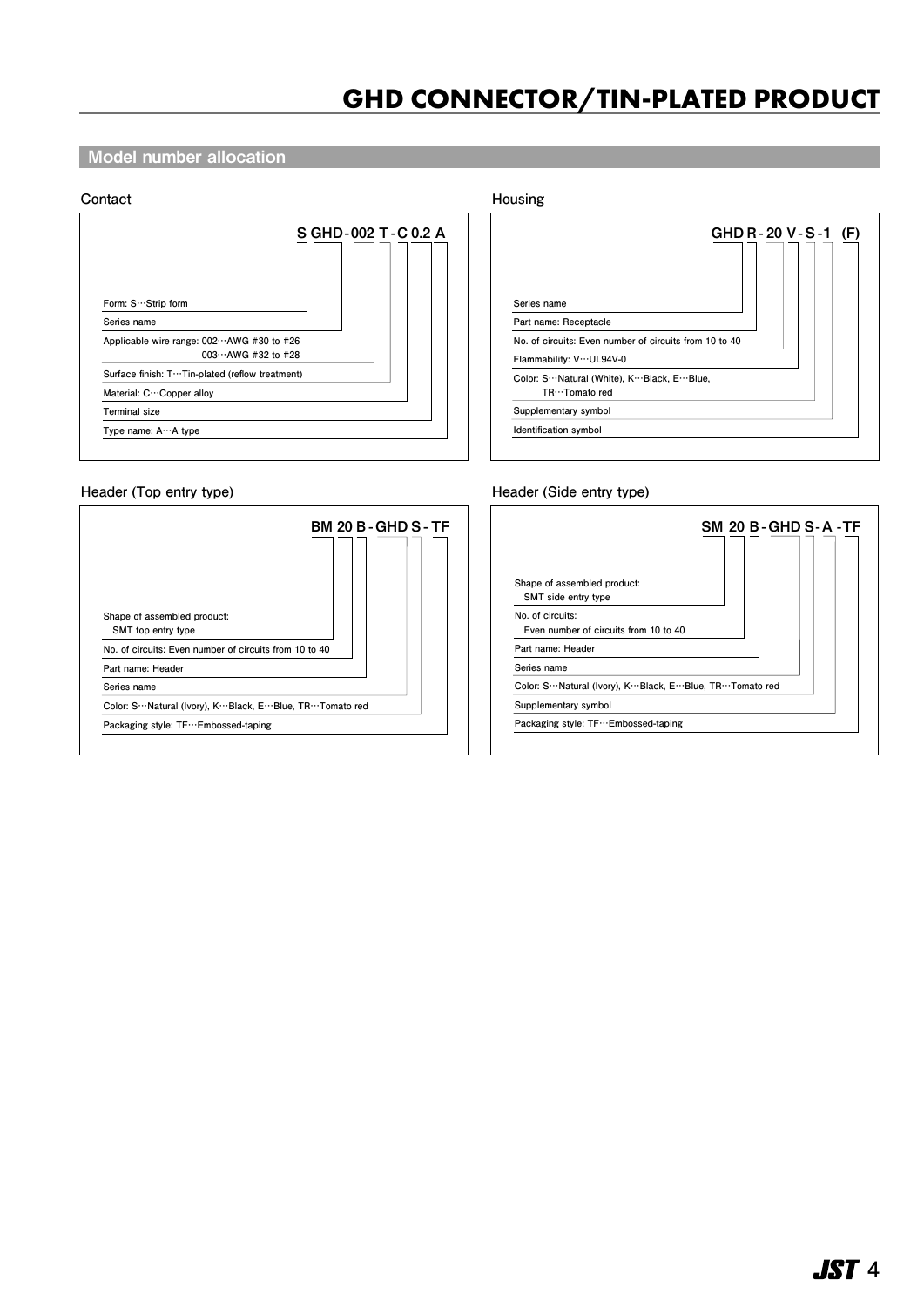# GHD CONNECTOR/TIN-PLATED PRODUCT

## Model number allocation

### Contact

**S GHD - 002 T - C 0.2 A**

- Form: S···Strip form
- Series name
- Applicable wire range: 002···AWG #30 to #26
  003···AWG #32 to #28
- Surface finish: T···Tin-plated (reflow treatment)
- Material: C···Copper alloy
- Terminal size
- Type name: A···A type

### Housing

**GHD R - 20 V - S - 1 (F)**

- Series name
- Part name: Receptacle
- No. of circuits: Even number of circuits from 10 to 40
- Flammability: V···UL94V-0
- Color: S···Natural (White), K···Black, E···Blue,
  TR···Tomato red
- Supplementary symbol
- Identification symbol

### Header (Top entry type)

**BM 20 B - GHD S - TF**

- Shape of assembled product:
  SMT top entry type
- No. of circuits: Even number of circuits from 10 to 40
- Part name: Header
- Series name
- Color: S···Natural (Ivory), K···Black, E···Blue, TR···Tomato red
- Packaging style: TF···Embossed-taping

### Header (Side entry type)

**SM 20 B - GHD S - A - TF**

- Shape of assembled product:
  SMT side entry type
- No. of circuits:
  Even number of circuits from 10 to 40
- Part name: Header
- Series name
- Color: S···Natural (Ivory), K···Black, E···Blue, TR···Tomato red
- Supplementary symbol
- Packaging style: TF···Embossed-taping